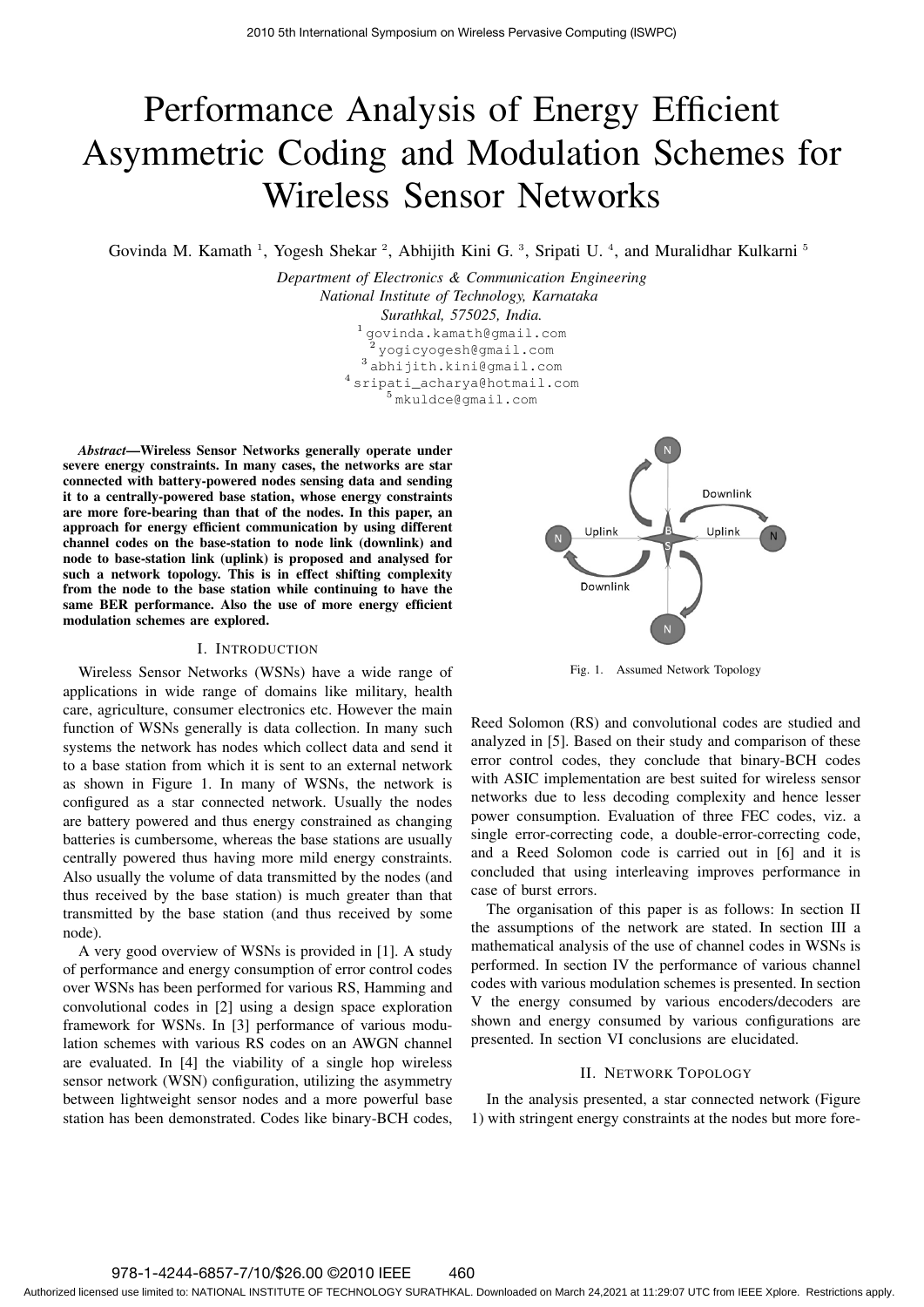# Performance Analysis of Energy Efficient Asymmetric Coding and Modulation Schemes for Wireless Sensor Networks

Govinda M. Kamath [1], Yogesh Shekar [2], Abhijith Kini G. [3], Sripati U. [4], and Muralidhar Kulkarni [5]

*Department of Electronics & Communication Engineering*
*National Institute of Technology, Karnataka*
*Surathkal, 575025, India.*

[1] govinda.kamath@gmail.com
[2] yogicyogesh@gmail.com
[3] abhijith.kini@gmail.com
[4] sripati_acharya@hotmail.com
[5] mkuldce@gmail.com

***Abstract*—Wireless Sensor Networks generally operate under severe energy constraints. In many cases, the networks are star connected with battery-powered nodes sensing data and sending it to a centrally-powered base station, whose energy constraints are more fore-bearing than that of the nodes. In this paper, an approach for energy efficient communication by using different channel codes on the base-station to node link (downlink) and node to base-station link (uplink) is proposed and analysed for such a network topology. This is in effect shifting complexity from the node to the base station while continuing to have the same BER performance. Also the use of more energy efficient modulation schemes are explored.**

## I. Introduction

Wireless Sensor Networks (WSNs) have a wide range of applications in wide range of domains like military, health care, agriculture, consumer electronics etc. However the main function of WSNs generally is data collection. In many such systems the network has nodes which collect data and send it to a base station from which it is sent to an external network as shown in Figure 1. In many of WSNs, the network is configured as a star connected network. Usually the nodes are battery powered and thus energy constrained as changing batteries is cumbersome, whereas the base stations are usually centrally powered thus having more mild energy constraints. Also usually the volume of data transmitted by the nodes (and thus received by the base station) is much greater than that transmitted by the base station (and thus received by some node).

A very good overview of WSNs is provided in [1]. A study of performance and energy consumption of error control codes over WSNs has been performed for various RS, Hamming and convolutional codes in [2] using a design space exploration framework for WSNs. In [3] performance of various modulation schemes with various RS codes on an AWGN channel are evaluated. In [4] the viability of a single hop wireless sensor network (WSN) configuration, utilizing the asymmetry between lightweight sensor nodes and a more powerful base station has been demonstrated. Codes like binary-BCH codes, Reed Solomon (RS) and convolutional codes are studied and analyzed in [5]. Based on their study and comparison of these error control codes, they conclude that binary-BCH codes with ASIC implementation are best suited for wireless sensor networks due to less decoding complexity and hence lesser power consumption. Evaluation of three FEC codes, viz. a single error-correcting code, a double-error-correcting code, and a Reed Solomon code is carried out in [6] and it is concluded that using interleaving improves performance in case of burst errors.

Fig. 1. Assumed Network Topology

The organisation of this paper is as follows: In section II the assumptions of the network are stated. In section III a mathematical analysis of the use of channel codes in WSNs is performed. In section IV the performance of various channel codes with various modulation schemes is presented. In section V the energy consumed by various encoders/decoders are shown and energy consumed by various configurations are presented. In section VI conclusions are elucidated.

## II. Network Topology

In the analysis presented, a star connected network (Figure 1) with stringent energy constraints at the nodes but more fore-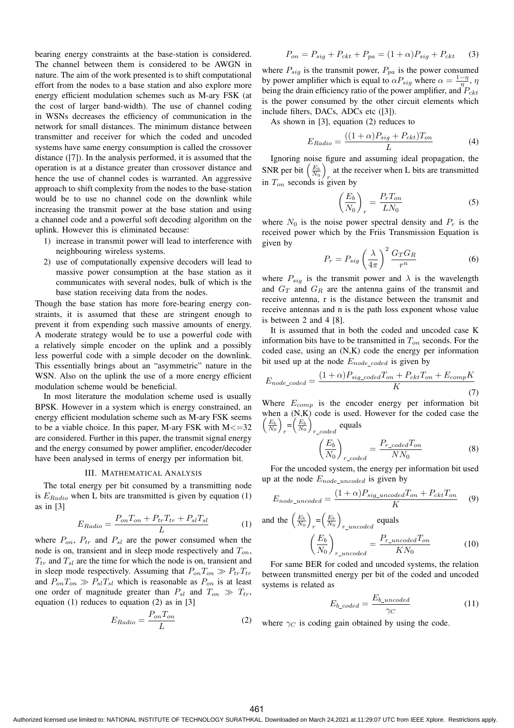bearing energy constraints at the base-station is considered. The channel between them is considered to be AWGN in nature. The aim of the work presented is to shift computational effort from the nodes to a base station and also explore more energy efficient modulation schemes such as M-ary FSK (at the cost of larger band-width). The use of channel coding in WSNs decreases the efficiency of communication in the network for small distances. The minimum distance between transmitter and receiver for which the coded and uncoded systems have same energy consumption is called the crossover distance ([7]). In the analysis performed, it is assumed that the operation is at a distance greater than crossover distance and hence the use of channel codes is warranted. An aggressive approach to shift complexity from the nodes to the base-station would be to use no channel code on the downlink while increasing the transmit power at the base station and using a channel code and a powerful soft decoding algorithm on the uplink. However this is eliminated because:

1) increase in transmit power will lead to interference with neighbouring wireless systems.
2) use of computationally expensive decoders will lead to massive power consumption at the base station as it communicates with several nodes, bulk of which is the base station receiving data from the nodes.

Though the base station has more fore-bearing energy constraints, it is assumed that these are stringent enough to prevent it from expending such massive amounts of energy. A moderate strategy would be to use a powerful code with a relatively simple encoder on the uplink and a possibly less powerful code with a simple decoder on the downlink. This essentially brings about an "asymmetric" nature in the WSN. Also on the uplink the use of a more energy efficient modulation scheme would be beneficial.

In most literature the modulation scheme used is usually BPSK. However in a system which is energy constrained, an energy efficient modulation scheme such as M-ary FSK seems to be a viable choice. In this paper, M-ary FSK with M<=32 are considered. Further in this paper, the transmit signal energy and the energy consumed by power amplifier, encoder/decoder have been analysed in terms of energy per information bit.

## III. Mathematical Analysis

The total energy per bit consumed by a transmitting node is $E_{Radio}$ when L bits are transmitted is given by equation (1) as in [3]

$$E_{Radio} = \frac{P_{on}T_{on} + P_{tr}T_{tr} + P_{sl}T_{sl}}{L} \tag{1}$$

where $P_{on}$, $P_{tr}$ and $P_{sl}$ are the power consumed when the node is on, transient and in sleep mode respectively and $T_{on}$, $T_{tr}$ and $T_{sl}$ are the time for which the node is on, transient and in sleep mode respectively. Assuming that $P_{on}T_{on} \gg P_{tr}T_{tr}$ and $P_{on}T_{on} \gg P_{sl}T_{sl}$ which is reasonable as $P_{on}$ is at least one order of magnitude greater than $P_{sl}$ and $T_{on} \gg T_{tr}$, equation (1) reduces to equation (2) as in [3]

$$E_{Radio} = \frac{P_{on}T_{on}}{L} \tag{2}$$

$$P_{on} = P_{sig} + P_{ckt} + P_{pa} = (1+\alpha)P_{sig} + P_{ckt} \tag{3}$$

where $P_{sig}$ is the transmit power, $P_{pa}$ is the power consumed by power amplifier which is equal to $\alpha P_{sig}$ where $\alpha = \frac{1-\eta}{\eta}$, $\eta$ being the drain efficiency ratio of the power amplifier, and $P_{ckt}$ is the power consumed by the other circuit elements which include filters, DACs, ADCs etc ([3]).

As shown in [3], equation (2) reduces to

$$E_{Radio} = \frac{((1+\alpha)P_{sig} + P_{ckt})T_{on}}{L} \tag{4}$$

Ignoring noise figure and assuming ideal propagation, the SNR per bit $\left(\frac{E_b}{N_0}\right)_r$ at the receiver when L bits are transmitted in $T_{on}$ seconds is given by

$$\left(\frac{E_b}{N_0}\right)_r = \frac{P_r T_{on}}{L N_0} \tag{5}$$

where $N_0$ is the noise power spectral density and $P_r$ is the received power which by the Friis Transmission Equation is given by

$$P_r = P_{sig}\left(\frac{\lambda}{4\pi}\right)^2 \frac{G_T G_R}{r^n} \tag{6}$$

where $P_{sig}$ is the transmit power and $\lambda$ is the wavelength and $G_T$ and $G_R$ are the antenna gains of the transmit and receive antenna, r is the distance between the transmit and receive antennas and n is the path loss exponent whose value is between 2 and 4 [8].

It is assumed that in both the coded and uncoded case K information bits have to be transmitted in $T_{on}$ seconds. For the coded case, using an (N,K) code the energy per information bit used up at the node $E_{node\_coded}$ is given by

$$E_{node\_coded} = \frac{(1+\alpha)P_{sig\_coded}T_{on} + P_{ckt}T_{on} + E_{comp}K}{K} \tag{7}$$

Where $E_{comp}$ is the encoder energy per information bit when a (N,K) code is used. However for the coded case the $\left(\frac{E_b}{N_0}\right)_r = \left(\frac{E_b}{N_0}\right)_{r\_coded}$ equals

$$\left(\frac{E_b}{N_0}\right)_{r\_coded} = \frac{P_{r\_coded}T_{on}}{N N_0} \tag{8}$$

For the uncoded system, the energy per information bit used up at the node $E_{node\_uncoded}$ is given by

$$E_{node\_uncoded} = \frac{(1+\alpha)P_{sig\_uncoded}T_{on} + P_{ckt}T_{on}}{K} \tag{9}$$

and the $\left(\frac{E_b}{N_0}\right)_r = \left(\frac{E_b}{N_0}\right)_{r\_uncoded}$ equals

$$\left(\frac{E_b}{N_0}\right)_{r\_uncoded} = \frac{P_{r\_uncoded}T_{on}}{K N_0} \tag{10}$$

For same BER for coded and uncoded systems, the relation between transmitted energy per bit of the coded and uncoded systems is related as

$$E_{b\_coded} = \frac{E_{b\_uncoded}}{\gamma_C} \tag{11}$$

where $\gamma_C$ is coding gain obtained by using the code.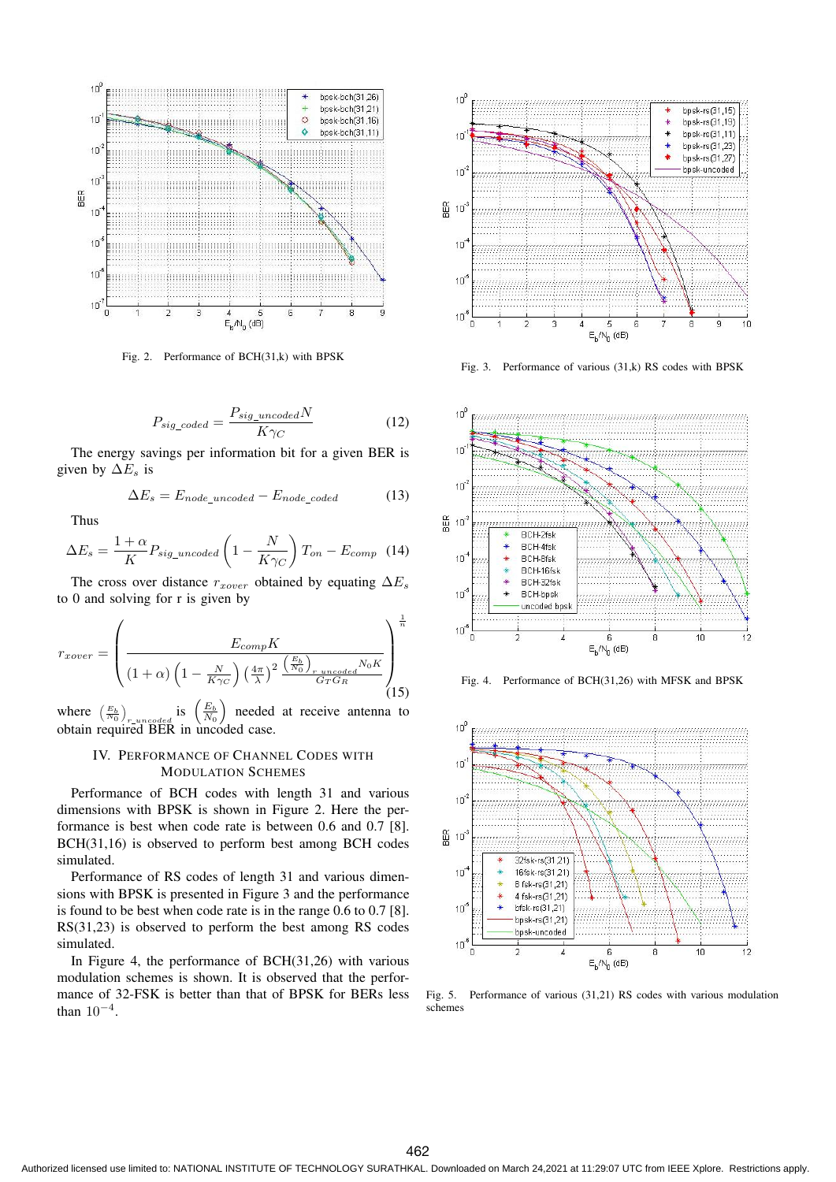Fig. 2. Performance of BCH(31,k) with BPSK

Fig. 3. Performance of various (31,k) RS codes with BPSK

$$P_{sig\_coded} = \frac{P_{sig\_uncoded} N}{K \gamma_C} \tag{12}$$

The energy savings per information bit for a given BER is given by $\Delta E_s$ is

$$\Delta E_s = E_{node\_uncoded} - E_{node\_coded} \tag{13}$$

Thus

$$\Delta E_s = \frac{1+\alpha}{K} P_{sig\_uncoded} \left(1 - \frac{N}{K\gamma_C}\right) T_{on} - E_{comp} \tag{14}$$

The cross over distance $r_{xover}$ obtained by equating $\Delta E_s$ to 0 and solving for r is given by

$$r_{xover} = \left( \frac{E_{comp} K}{(1+\alpha)\left(1 - \frac{N}{K\gamma_C}\right)\left(\frac{4\pi}{\lambda}\right)^2 \frac{\left(\frac{E_b}{N_0}\right)_{r\_uncoded} N_0 K}{G_T G_R}} \right)^{\frac{1}{n}} \tag{15}$$

where $\left(\frac{E_b}{N_0}\right)_{r\_uncoded}$ is $\left(\frac{E_b}{N_0}\right)$ needed at receive antenna to obtain required BER in uncoded case.

## IV. Performance of Channel Codes with Modulation Schemes

Performance of BCH codes with length 31 and various dimensions with BPSK is shown in Figure 2. Here the performance is best when code rate is between 0.6 and 0.7 [8]. BCH(31,16) is observed to perform best among BCH codes simulated.

Performance of RS codes of length 31 and various dimensions with BPSK is presented in Figure 3 and the performance is found to be best when code rate is in the range 0.6 to 0.7 [8]. RS(31,23) is observed to perform the best among RS codes simulated.

In Figure 4, the performance of BCH(31,26) with various modulation schemes is shown. It is observed that the performance of 32-FSK is better than that of BPSK for BERs less than $10^{-4}$.

Fig. 4. Performance of BCH(31,26) with MFSK and BPSK

Fig. 5. Performance of various (31,21) RS codes with various modulation schemes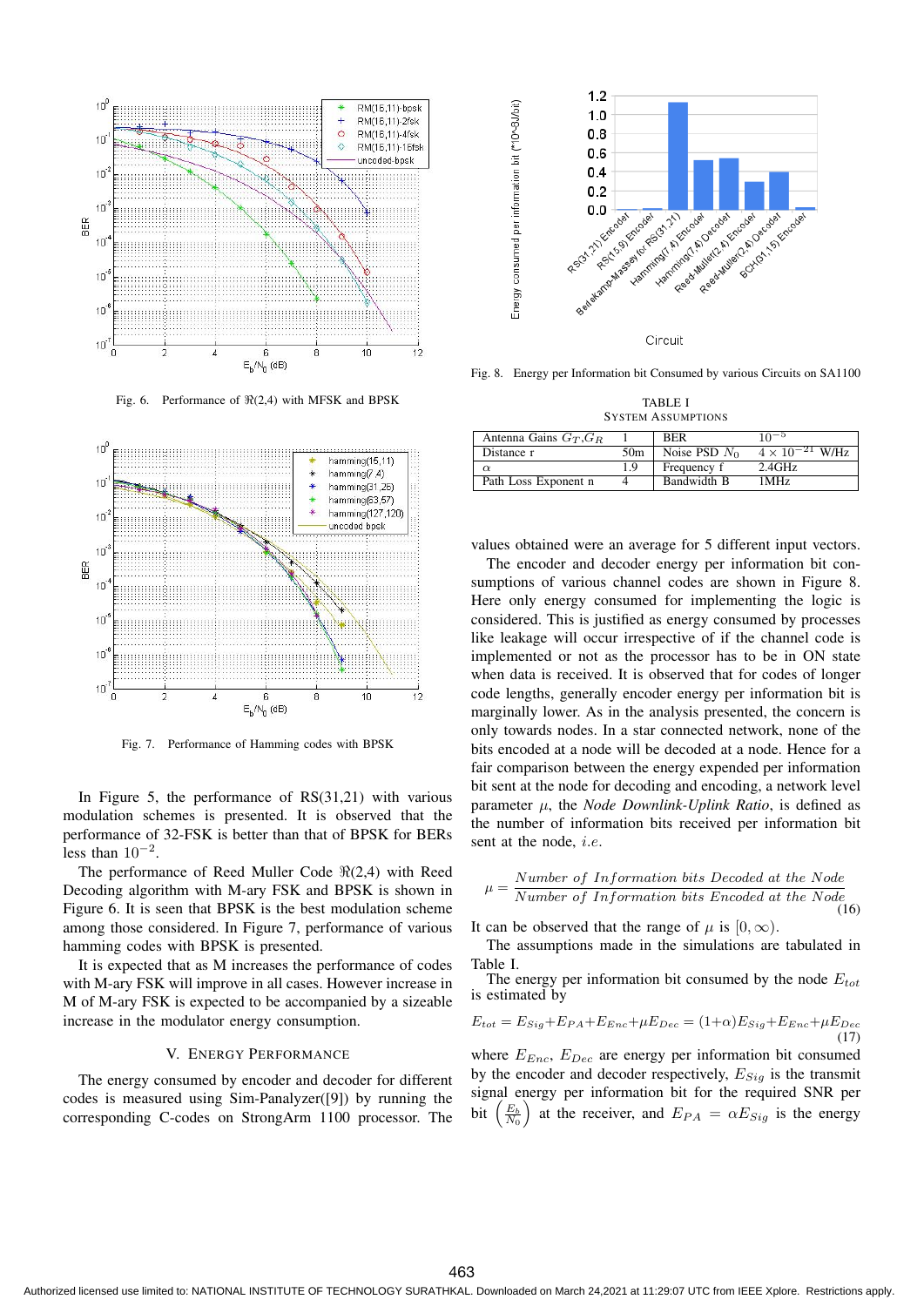Fig. 6. Performance of $\Re(2,4)$ with MFSK and BPSK

Fig. 7. Performance of Hamming codes with BPSK

In Figure 5, the performance of RS(31,21) with various modulation schemes is presented. It is observed that the performance of 32-FSK is better than that of BPSK for BERs less than $10^{-2}$.

The performance of Reed Muller Code $\Re(2,4)$ with Reed Decoding algorithm with M-ary FSK and BPSK is shown in Figure 6. It is seen that BPSK is the best modulation scheme among those considered. In Figure 7, performance of various hamming codes with BPSK is presented.

It is expected that as M increases the performance of codes with M-ary FSK will improve in all cases. However increase in M of M-ary FSK is expected to be accompanied by a sizeable increase in the modulator energy consumption.

## V. Energy Performance

The energy consumed by encoder and decoder for different codes is measured using Sim-Panalyzer([9]) by running the corresponding C-codes on StrongArm 1100 processor. The values obtained were an average for 5 different input vectors.

Fig. 8. Energy per Information bit Consumed by various Circuits on SA1100

TABLE I
System Assumptions

| Antenna Gains $G_T$,$G_R$ | 1 | BER | $10^{-5}$ |
|---|---|---|---|
| Distance r | 50m | Noise PSD $N_0$ | $4 \times 10^{-21}$ W/Hz |
| $\alpha$ | 1.9 | Frequency f | 2.4GHz |
| Path Loss Exponent n | 4 | Bandwidth B | 1MHz |

The encoder and decoder energy per information bit consumptions of various channel codes are shown in Figure 8. Here only energy consumed for implementing the logic is considered. This is justified as energy consumed by processes like leakage will occur irrespective of if the channel code is implemented or not as the processor has to be in ON state when data is received. It is observed that for codes of longer code lengths, generally encoder energy per information bit is marginally lower. As in the analysis presented, the concern is only towards nodes. In a star connected network, none of the bits encoded at a node will be decoded at a node. Hence for a fair comparison between the energy expended per information bit sent at the node for decoding and encoding, a network level parameter $\mu$, the *Node Downlink-Uplink Ratio*, is defined as the number of information bits received per information bit sent at the node, *i.e.*

$$\mu = \frac{Number\ of\ Information\ bits\ Decoded\ at\ the\ Node}{Number\ of\ Information\ bits\ Encoded\ at\ the\ Node} \tag{16}$$

It can be observed that the range of $\mu$ is $[0, \infty)$.

The assumptions made in the simulations are tabulated in Table I.

The energy per information bit consumed by the node $E_{tot}$ is estimated by

$$E_{tot} = E_{Sig}+E_{PA}+E_{Enc}+\mu E_{Dec} = (1+\alpha)E_{Sig}+E_{Enc}+\mu E_{Dec} \tag{17}$$

where $E_{Enc}$, $E_{Dec}$ are energy per information bit consumed by the encoder and decoder respectively, $E_{Sig}$ is the transmit signal energy per information bit for the required SNR per bit $\left(\frac{E_b}{N_0}\right)$ at the receiver, and $E_{PA} = \alpha E_{Sig}$ is the energy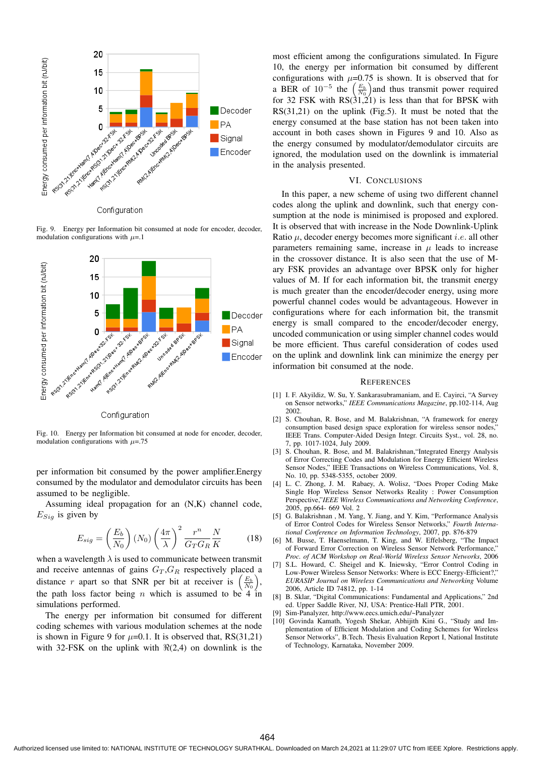Energy consumed per information bit (nJ/bit)

20
15
10
5
0

RS(31,21)Enc+Ham(7,4)Dec+32-FSK
RS(31,21)Enc+RS(31,21)Dec+ 32-FSK
Ham(7,4)Enc+Ham(7,4)Dec+BPSK
RS(31,21)Enc+RM(2,4)Dec+32-FSK
Uncoded BPSK
RM(2,4)Enc+RM(2,4)Dec+BPSK

Configuration

Decoder
PA
Signal
Encoder

Fig. 9. Energy per Information bit consumed at node for encoder, decoder, modulation configurations with $\mu$=.1

Energy consumed per information bit (nJ/bit)

20
15
10
5
0

RS(31,21)Enc+Ham(7,4)Dec+32-FSK
RS(31,21)Enc+RS(31,21)Dec+ 32-FSK
Ham(7,4)Enc+Ham(7,4)Dec+BPSK
RS(31,21)Enc+RM(2,4)Dec+32-FSK
Uncoded BPSK
RM(2,4)Enc+RM(2,4)Dec+BPSK

Configuration

Decoder
PA
Signal
Encoder

Fig. 10. Energy per Information bit consumed at node for encoder, decoder, modulation configurations with $\mu$=.75

per information bit consumed by the power amplifier.Energy consumed by the modulator and demodulator circuits has been assumed to be negligible.

Assuming ideal propagation for an (N,K) channel code, $E_{Sig}$ is given by

$$E_{sig} = \left(\frac{E_b}{N_0}\right)(N_0)\left(\frac{4\pi}{\lambda}\right)^2 \frac{r^n}{G_T G_R}\frac{N}{K} \qquad (18)$$

when a wavelength $\lambda$ is used to communicate between transmit and receive antennas of gains $G_T$,$G_R$ respectively placed a distance $r$ apart so that SNR per bit at receiver is $\left(\frac{E_b}{N_0}\right)$, the path loss factor being $n$ which is assumed to be 4 in simulations performed.

The energy per information bit consumed for different coding schemes with various modulation schemes at the node is shown in Figure 9 for $\mu$=0.1. It is observed that, RS(31,21) with 32-FSK on the uplink with $\Re(2,4)$ on downlink is the most efficient among the configurations simulated. In Figure 10, the energy per information bit consumed by different configurations with $\mu$=0.75 is shown. It is observed that for a BER of $10^{-5}$ the $\left(\frac{E_b}{N_0}\right)$and thus transmit power required for 32 FSK with RS(31,21) is less than that for BPSK with RS(31,21) on the uplink (Fig.5). It must be noted that the energy consumed at the base station has not been taken into account in both cases shown in Figures 9 and 10. Also as the energy consumed by modulator/demodulator circuits are ignored, the modulation used on the downlink is immaterial in the analysis presented.

## VI. Conclusions

In this paper, a new scheme of using two different channel codes along the uplink and downlink, such that energy consumption at the node is minimised is proposed and explored. It is observed that with increase in the Node Downlink-Uplink Ratio $\mu$, decoder energy becomes more significant $i.e.$ all other parameters remaining same, increase in $\mu$ leads to increase in the crossover distance. It is also seen that the use of M-ary FSK provides an advantage over BPSK only for higher values of M. If for each information bit, the transmit energy is much greater than the encoder/decoder energy, using more powerful channel codes would be advantageous. However in configurations where for each information bit, the transmit energy is small compared to the encoder/decoder energy, uncoded communication or using simpler channel codes would be more efficient. Thus careful consideration of codes used on the uplink and downlink can minimize the energy per information bit consumed at the node.

## References

[1] I. F. Akyildiz, W. Su, Y. Sankarasubramaniam, and E. Cayirci, "A Survey on Sensor networks," *IEEE Communications Magazine*, pp.102-114, Aug 2002.

[2] S. Chouhan, R. Bose, and M. Balakrishnan, "A framework for energy consumption based design space exploration for wireless sensor nodes," IEEE Trans. Computer-Aided Design Integr. Circuits Syst., vol. 28, no. 7, pp. 1017-1024, July 2009.

[3] S. Chouhan, R. Bose, and M. Balakrishnan,"Integrated Energy Analysis of Error Correcting Codes and Modulation for Energy Efficient Wireless Sensor Nodes," IEEE Transactions on Wireless Communications, Vol. 8, No. 10, pp. 5348-5355, october 2009.

[4] L. C. Zhong, J. M. Rabaey, A. Wolisz, "Does Proper Coding Make Single Hop Wireless Sensor Networks Reality : Power Consumption Perspective,"*IEEE Wireless Communications and Networking Conference*, 2005, pp.664- 669 Vol. 2

[5] G. Balakrishnan , M. Yang, Y. Jiang, and Y. Kim, "Performance Analysis of Error Control Codes for Wireless Sensor Networks," *Fourth International Conference on Information Technology*, 2007, pp. 876-879

[6] M. Busse, T. Haenselmann, T. King, and W. Effelsberg, "The Impact of Forward Error Correction on Wireless Sensor Network Performance," *Proc. of ACM Workshop on Real-World Wireless Sensor Networks*, 2006

[7] S.L. Howard, C. Sheigel and K. Iniewsky, "Error Control Coding in Low-Power Wireless Sensor Networks: Where is ECC Energy-Efficient?," *EURASIP Journal on Wireless Communications and Networking* Volume 2006, Article ID 74812, pp. 1-14

[8] B. Sklar, "Digital Communications: Fundamental and Applications," 2nd ed. Upper Saddle River, NJ, USA: Prentice-Hall PTR, 2001.

[9] Sim-Panalyzer, http://www.eecs.umich.edu/~Panalyzer

[10] Govinda Kamath, Yogesh Shekar, Abhijith Kini G., "Study and Implementation of Efficient Modulation and Coding Schemes for Wireless Sensor Networks", B.Tech. Thesis Evaluation Report I, National Institute of Technology, Karnataka, November 2009.